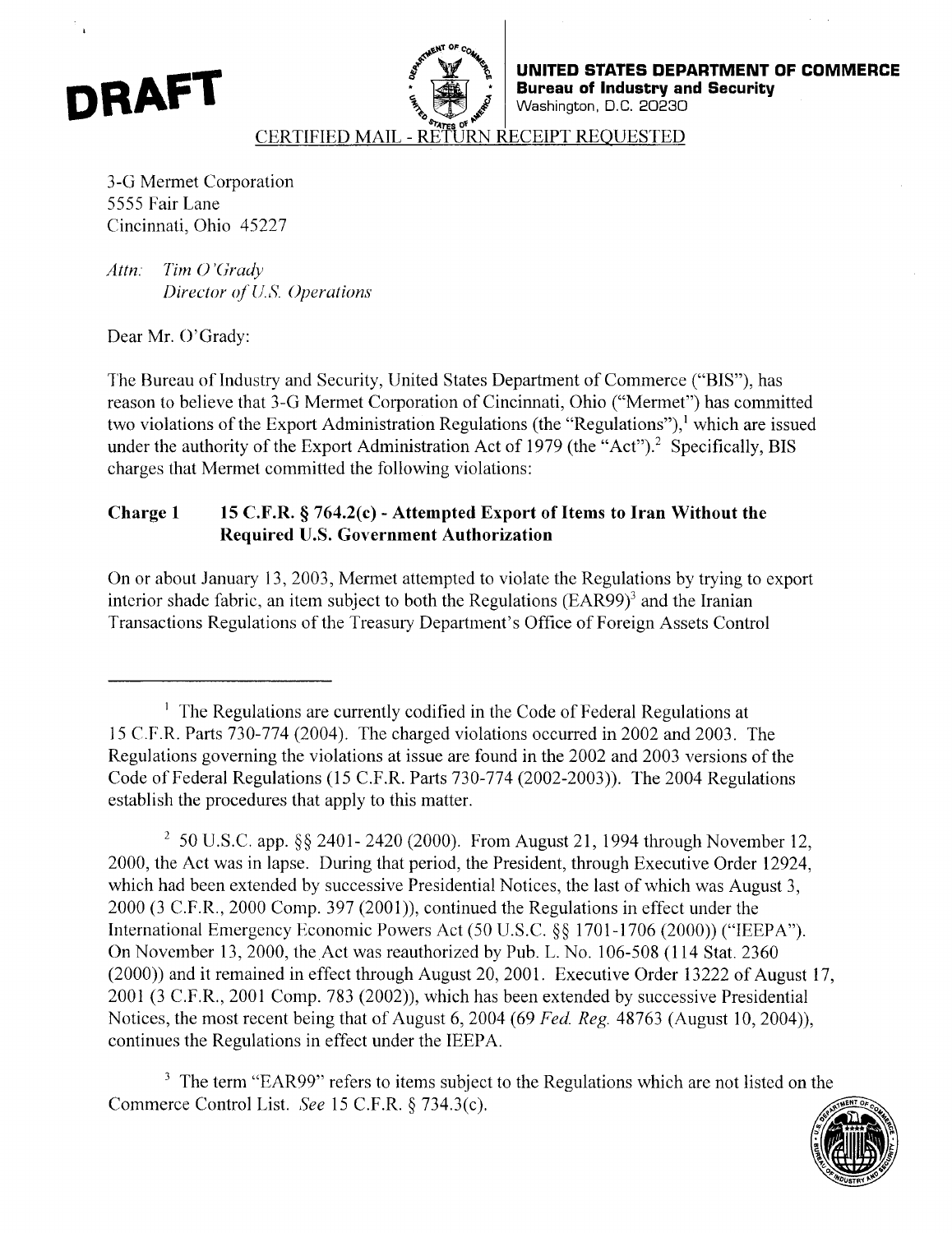**DRAFT**

**UNITED STATES DEPARTMENT OF COMMERCE**
**Bureau of Industry and Security**
Washington, D.C. 20230

CERTIFIED MAIL - RETURN RECEIPT REQUESTED

3-G Mermet Corporation
5555 Fair Lane
Cincinnati, Ohio 45227

*Attn: Tim O'Grady*
*Director of U.S. Operations*

Dear Mr. O'Grady:

The Bureau of Industry and Security, United States Department of Commerce ("BIS"), has reason to believe that 3-G Mermet Corporation of Cincinnati, Ohio ("Mermet") has committed two violations of the Export Administration Regulations (the "Regulations"),[1] which are issued under the authority of the Export Administration Act of 1979 (the "Act").[2] Specifically, BIS charges that Mermet committed the following violations:

**Charge 1 15 C.F.R. § 764.2(c) - Attempted Export of Items to Iran Without the Required U.S. Government Authorization**

On or about January 13, 2003, Mermet attempted to violate the Regulations by trying to export interior shade fabric, an item subject to both the Regulations (EAR99)[3] and the Iranian Transactions Regulations of the Treasury Department's Office of Foreign Assets Control

---

[1] The Regulations are currently codified in the Code of Federal Regulations at 15 C.F.R. Parts 730-774 (2004). The charged violations occurred in 2002 and 2003. The Regulations governing the violations at issue are found in the 2002 and 2003 versions of the Code of Federal Regulations (15 C.F.R. Parts 730-774 (2002-2003)). The 2004 Regulations establish the procedures that apply to this matter.

[2] 50 U.S.C. app. §§ 2401- 2420 (2000). From August 21, 1994 through November 12, 2000, the Act was in lapse. During that period, the President, through Executive Order 12924, which had been extended by successive Presidential Notices, the last of which was August 3, 2000 (3 C.F.R., 2000 Comp. 397 (2001)), continued the Regulations in effect under the International Emergency Economic Powers Act (50 U.S.C. §§ 1701-1706 (2000)) ("IEEPA"). On November 13, 2000, the Act was reauthorized by Pub. L. No. 106-508 (114 Stat. 2360 (2000)) and it remained in effect through August 20, 2001. Executive Order 13222 of August 17, 2001 (3 C.F.R., 2001 Comp. 783 (2002)), which has been extended by successive Presidential Notices, the most recent being that of August 6, 2004 (69 *Fed. Reg.* 48763 (August 10, 2004)), continues the Regulations in effect under the IEEPA.

[3] The term "EAR99" refers to items subject to the Regulations which are not listed on the Commerce Control List. *See* 15 C.F.R. § 734.3(c).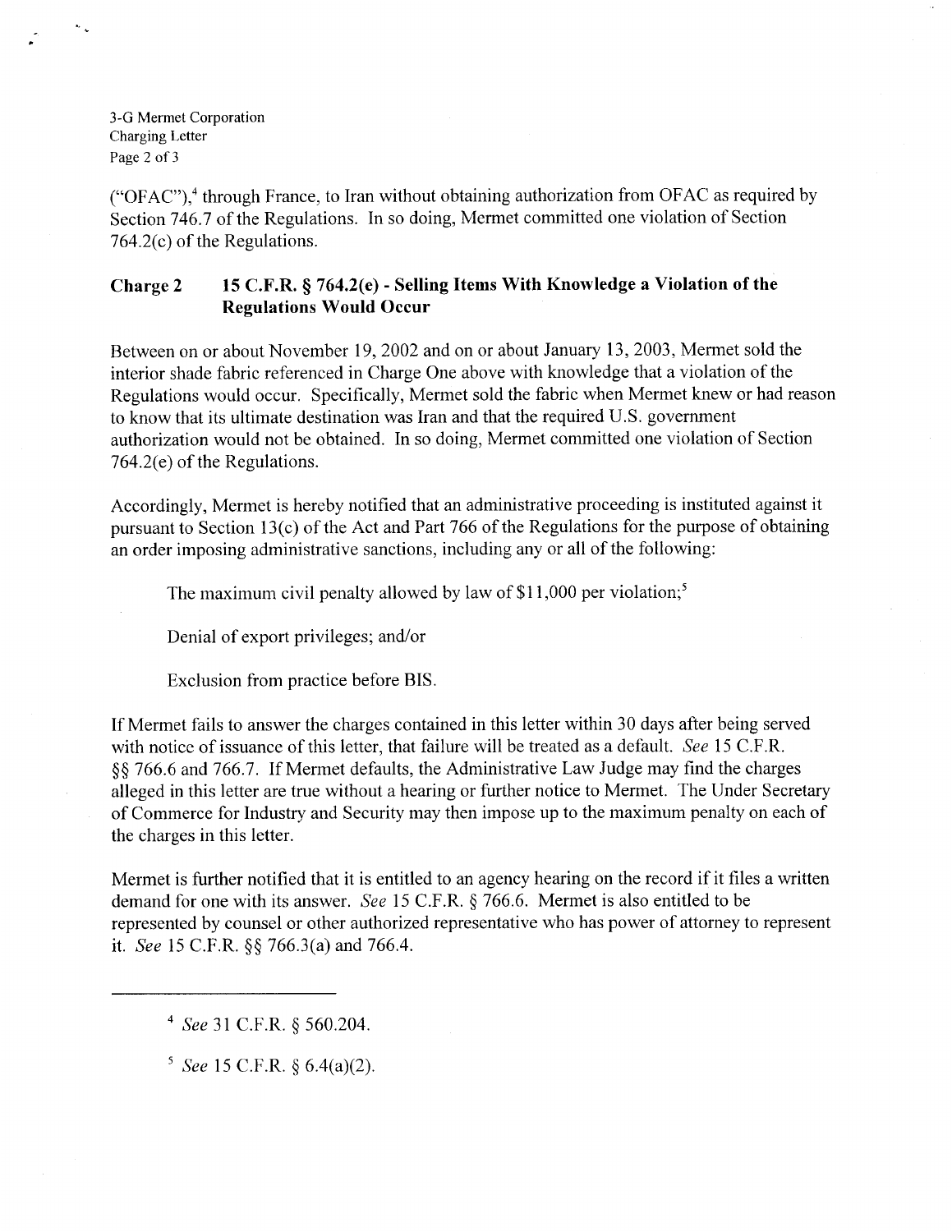("OFAC"),[4] through France, to Iran without obtaining authorization from OFAC as required by Section 746.7 of the Regulations. In so doing, Mermet committed one violation of Section 764.2(c) of the Regulations.

**Charge 2 15 C.F.R. § 764.2(e) - Selling Items With Knowledge a Violation of the Regulations Would Occur**

Between on or about November 19, 2002 and on or about January 13, 2003, Mermet sold the interior shade fabric referenced in Charge One above with knowledge that a violation of the Regulations would occur. Specifically, Mermet sold the fabric when Mermet knew or had reason to know that its ultimate destination was Iran and that the required U.S. government authorization would not be obtained. In so doing, Mermet committed one violation of Section 764.2(e) of the Regulations.

Accordingly, Mermet is hereby notified that an administrative proceeding is instituted against it pursuant to Section 13(c) of the Act and Part 766 of the Regulations for the purpose of obtaining an order imposing administrative sanctions, including any or all of the following:

The maximum civil penalty allowed by law of $11,000 per violation;[5]

Denial of export privileges; and/or

Exclusion from practice before BIS.

If Mermet fails to answer the charges contained in this letter within 30 days after being served with notice of issuance of this letter, that failure will be treated as a default. *See* 15 C.F.R. §§ 766.6 and 766.7. If Mermet defaults, the Administrative Law Judge may find the charges alleged in this letter are true without a hearing or further notice to Mermet. The Under Secretary of Commerce for Industry and Security may then impose up to the maximum penalty on each of the charges in this letter.

Mermet is further notified that it is entitled to an agency hearing on the record if it files a written demand for one with its answer. *See* 15 C.F.R. § 766.6. Mermet is also entitled to be represented by counsel or other authorized representative who has power of attorney to represent it. *See* 15 C.F.R. §§ 766.3(a) and 766.4.

---

[4] *See* 31 C.F.R. § 560.204.

[5] *See* 15 C.F.R. § 6.4(a)(2).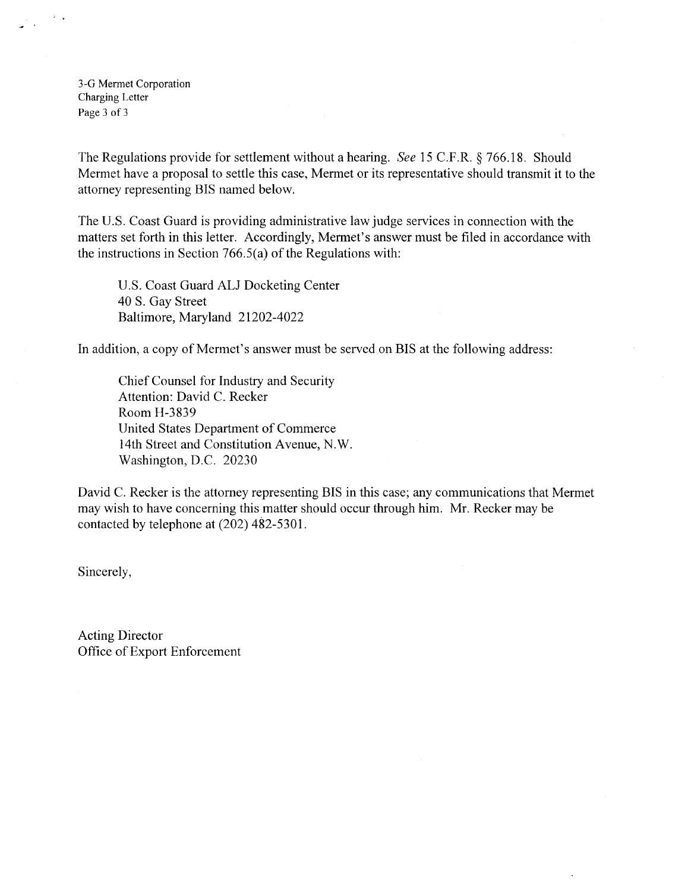The Regulations provide for settlement without a hearing. *See* 15 C.F.R. § 766.18. Should Mermet have a proposal to settle this case, Mermet or its representative should transmit it to the attorney representing BIS named below.

The U.S. Coast Guard is providing administrative law judge services in connection with the matters set forth in this letter. Accordingly, Mermet's answer must be filed in accordance with the instructions in Section 766.5(a) of the Regulations with:

U.S. Coast Guard ALJ Docketing Center
40 S. Gay Street
Baltimore, Maryland 21202-4022

In addition, a copy of Mermet's answer must be served on BIS at the following address:

Chief Counsel for Industry and Security
Attention: David C. Recker
Room H-3839
United States Department of Commerce
14th Street and Constitution Avenue, N.W.
Washington, D.C. 20230

David C. Recker is the attorney representing BIS in this case; any communications that Mermet may wish to have concerning this matter should occur through him. Mr. Recker may be contacted by telephone at (202) 482-5301.

Sincerely,

Acting Director
Office of Export Enforcement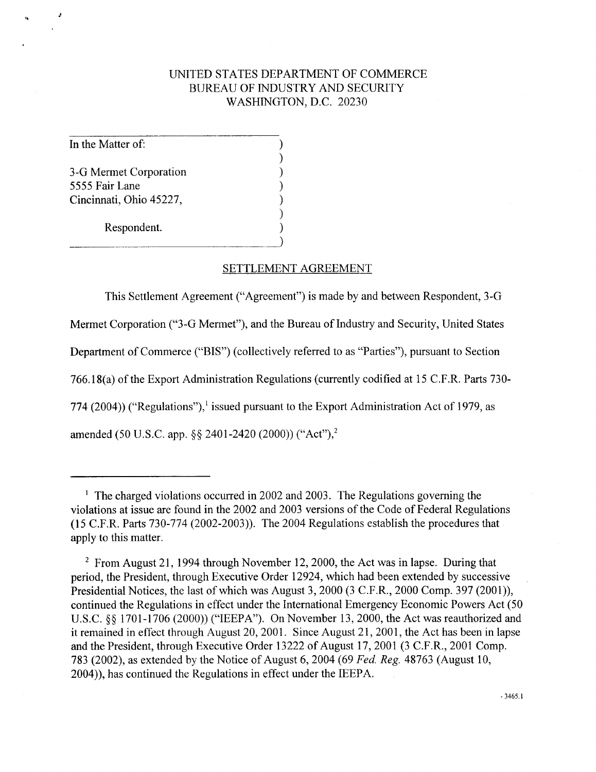UNITED STATES DEPARTMENT OF COMMERCE
BUREAU OF INDUSTRY AND SECURITY
WASHINGTON, D.C. 20230

In the Matter of:

3-G Mermet Corporation
5555 Fair Lane
Cincinnati, Ohio 45227,

Respondent.

## SETTLEMENT AGREEMENT

This Settlement Agreement ("Agreement") is made by and between Respondent, 3-G Mermet Corporation ("3-G Mermet"), and the Bureau of Industry and Security, United States Department of Commerce ("BIS") (collectively referred to as "Parties"), pursuant to Section 766.18(a) of the Export Administration Regulations (currently codified at 15 C.F.R. Parts 730-774 (2004)) ("Regulations"),[1] issued pursuant to the Export Administration Act of 1979, as amended (50 U.S.C. app. §§ 2401-2420 (2000)) ("Act"),[2]

---

[1] The charged violations occurred in 2002 and 2003. The Regulations governing the violations at issue are found in the 2002 and 2003 versions of the Code of Federal Regulations (15 C.F.R. Parts 730-774 (2002-2003)). The 2004 Regulations establish the procedures that apply to this matter.

[2] From August 21, 1994 through November 12, 2000, the Act was in lapse. During that period, the President, through Executive Order 12924, which had been extended by successive Presidential Notices, the last of which was August 3, 2000 (3 C.F.R., 2000 Comp. 397 (2001)), continued the Regulations in effect under the International Emergency Economic Powers Act (50 U.S.C. §§ 1701-1706 (2000)) ("IEEPA"). On November 13, 2000, the Act was reauthorized and it remained in effect through August 20, 2001. Since August 21, 2001, the Act has been in lapse and the President, through Executive Order 13222 of August 17, 2001 (3 C.F.R., 2001 Comp. 783 (2002), as extended by the Notice of August 6, 2004 (69 *Fed. Reg.* 48763 (August 10, 2004)), has continued the Regulations in effect under the IEEPA.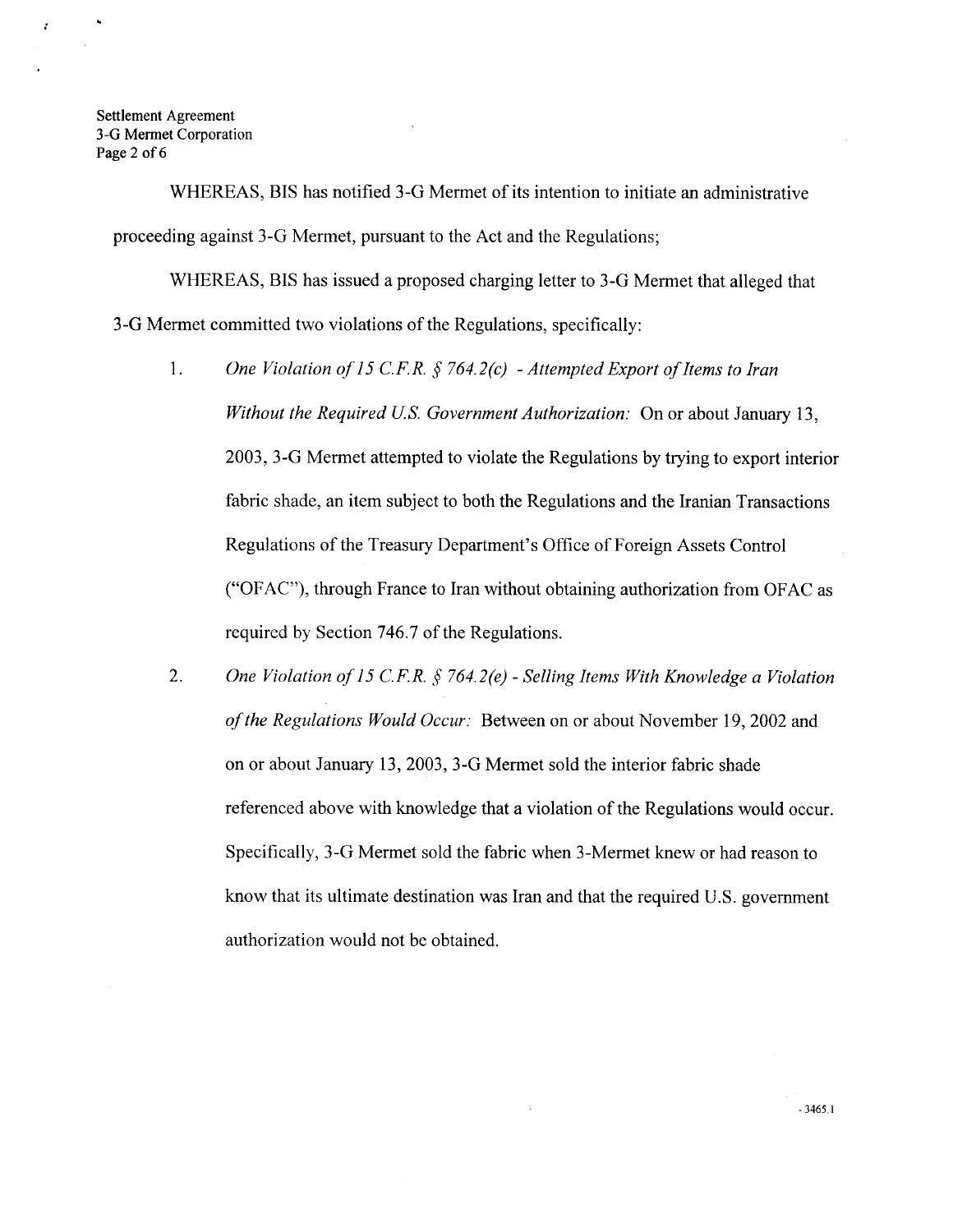WHEREAS, BIS has notified 3-G Mermet of its intention to initiate an administrative proceeding against 3-G Mermet, pursuant to the Act and the Regulations;

WHEREAS, BIS has issued a proposed charging letter to 3-G Mermet that alleged that 3-G Mermet committed two violations of the Regulations, specifically:

1. *One Violation of 15 C.F.R. § 764.2(c) - Attempted Export of Items to Iran Without the Required U.S. Government Authorization:* On or about January 13, 2003, 3-G Mermet attempted to violate the Regulations by trying to export interior fabric shade, an item subject to both the Regulations and the Iranian Transactions Regulations of the Treasury Department's Office of Foreign Assets Control ("OFAC"), through France to Iran without obtaining authorization from OFAC as required by Section 746.7 of the Regulations.

2. *One Violation of 15 C.F.R. § 764.2(e) - Selling Items With Knowledge a Violation of the Regulations Would Occur:* Between on or about November 19, 2002 and on or about January 13, 2003, 3-G Mermet sold the interior fabric shade referenced above with knowledge that a violation of the Regulations would occur. Specifically, 3-G Mermet sold the fabric when 3-Mermet knew or had reason to know that its ultimate destination was Iran and that the required U.S. government authorization would not be obtained.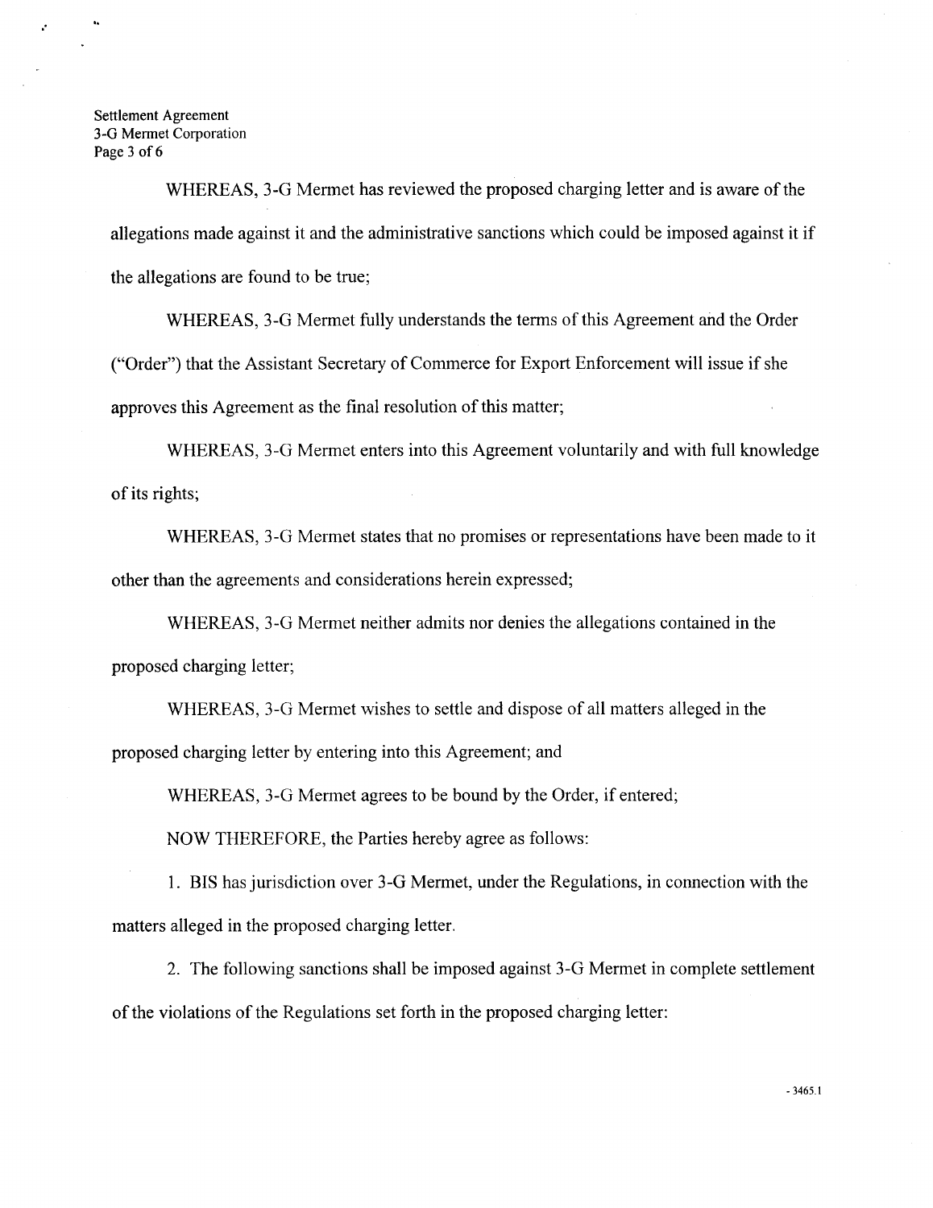WHEREAS, 3-G Mermet has reviewed the proposed charging letter and is aware of the allegations made against it and the administrative sanctions which could be imposed against it if the allegations are found to be true;

WHEREAS, 3-G Mermet fully understands the terms of this Agreement and the Order ("Order") that the Assistant Secretary of Commerce for Export Enforcement will issue if she approves this Agreement as the final resolution of this matter;

WHEREAS, 3-G Mermet enters into this Agreement voluntarily and with full knowledge of its rights;

WHEREAS, 3-G Mermet states that no promises or representations have been made to it other than the agreements and considerations herein expressed;

WHEREAS, 3-G Mermet neither admits nor denies the allegations contained in the proposed charging letter;

WHEREAS, 3-G Mermet wishes to settle and dispose of all matters alleged in the proposed charging letter by entering into this Agreement; and

WHEREAS, 3-G Mermet agrees to be bound by the Order, if entered;

NOW THEREFORE, the Parties hereby agree as follows:

1. BIS has jurisdiction over 3-G Mermet, under the Regulations, in connection with the matters alleged in the proposed charging letter.

2. The following sanctions shall be imposed against 3-G Mermet in complete settlement of the violations of the Regulations set forth in the proposed charging letter: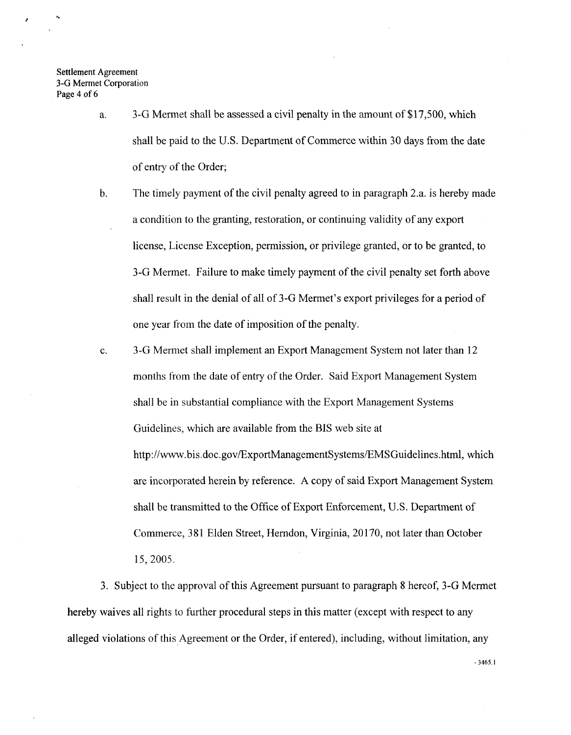a. 3-G Mermet shall be assessed a civil penalty in the amount of $17,500, which shall be paid to the U.S. Department of Commerce within 30 days from the date of entry of the Order;

b. The timely payment of the civil penalty agreed to in paragraph 2.a. is hereby made a condition to the granting, restoration, or continuing validity of any export license, License Exception, permission, or privilege granted, or to be granted, to 3-G Mermet. Failure to make timely payment of the civil penalty set forth above shall result in the denial of all of 3-G Mermet's export privileges for a period of one year from the date of imposition of the penalty.

c. 3-G Mermet shall implement an Export Management System not later than 12 months from the date of entry of the Order. Said Export Management System shall be in substantial compliance with the Export Management Systems Guidelines, which are available from the BIS web site at http://www.bis.doc.gov/ExportManagementSystems/EMSGuidelines.html, which are incorporated herein by reference. A copy of said Export Management System shall be transmitted to the Office of Export Enforcement, U.S. Department of Commerce, 381 Elden Street, Herndon, Virginia, 20170, not later than October 15, 2005.

3. Subject to the approval of this Agreement pursuant to paragraph 8 hereof, 3-G Mermet hereby waives all rights to further procedural steps in this matter (except with respect to any alleged violations of this Agreement or the Order, if entered), including, without limitation, any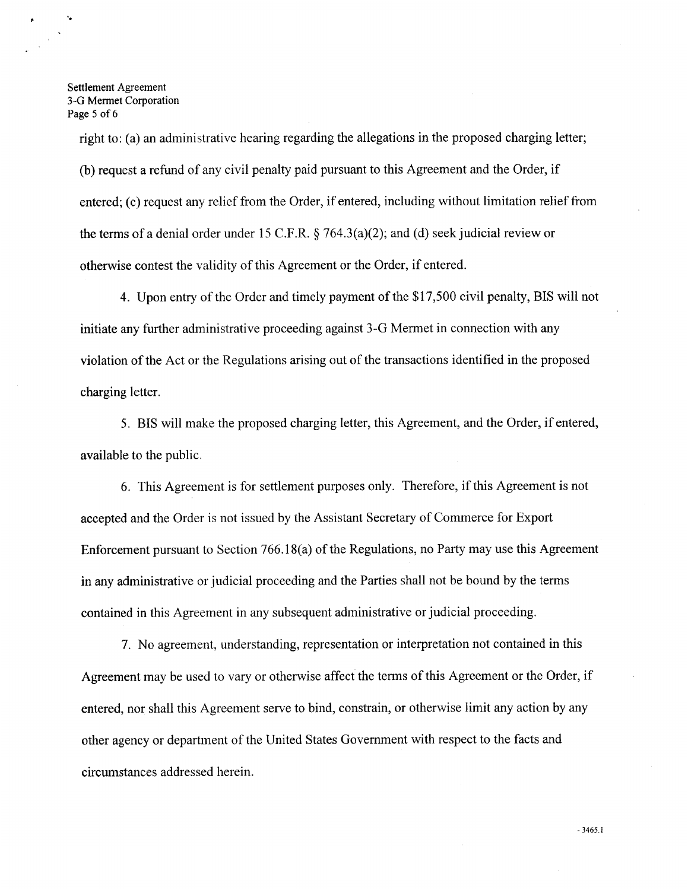right to: (a) an administrative hearing regarding the allegations in the proposed charging letter; (b) request a refund of any civil penalty paid pursuant to this Agreement and the Order, if entered; (c) request any relief from the Order, if entered, including without limitation relief from the terms of a denial order under 15 C.F.R. § 764.3(a)(2); and (d) seek judicial review or otherwise contest the validity of this Agreement or the Order, if entered.

4. Upon entry of the Order and timely payment of the $17,500 civil penalty, BIS will not initiate any further administrative proceeding against 3-G Mermet in connection with any violation of the Act or the Regulations arising out of the transactions identified in the proposed charging letter.

5. BIS will make the proposed charging letter, this Agreement, and the Order, if entered, available to the public.

6. This Agreement is for settlement purposes only. Therefore, if this Agreement is not accepted and the Order is not issued by the Assistant Secretary of Commerce for Export Enforcement pursuant to Section 766.18(a) of the Regulations, no Party may use this Agreement in any administrative or judicial proceeding and the Parties shall not be bound by the terms contained in this Agreement in any subsequent administrative or judicial proceeding.

7. No agreement, understanding, representation or interpretation not contained in this Agreement may be used to vary or otherwise affect the terms of this Agreement or the Order, if entered, nor shall this Agreement serve to bind, constrain, or otherwise limit any action by any other agency or department of the United States Government with respect to the facts and circumstances addressed herein.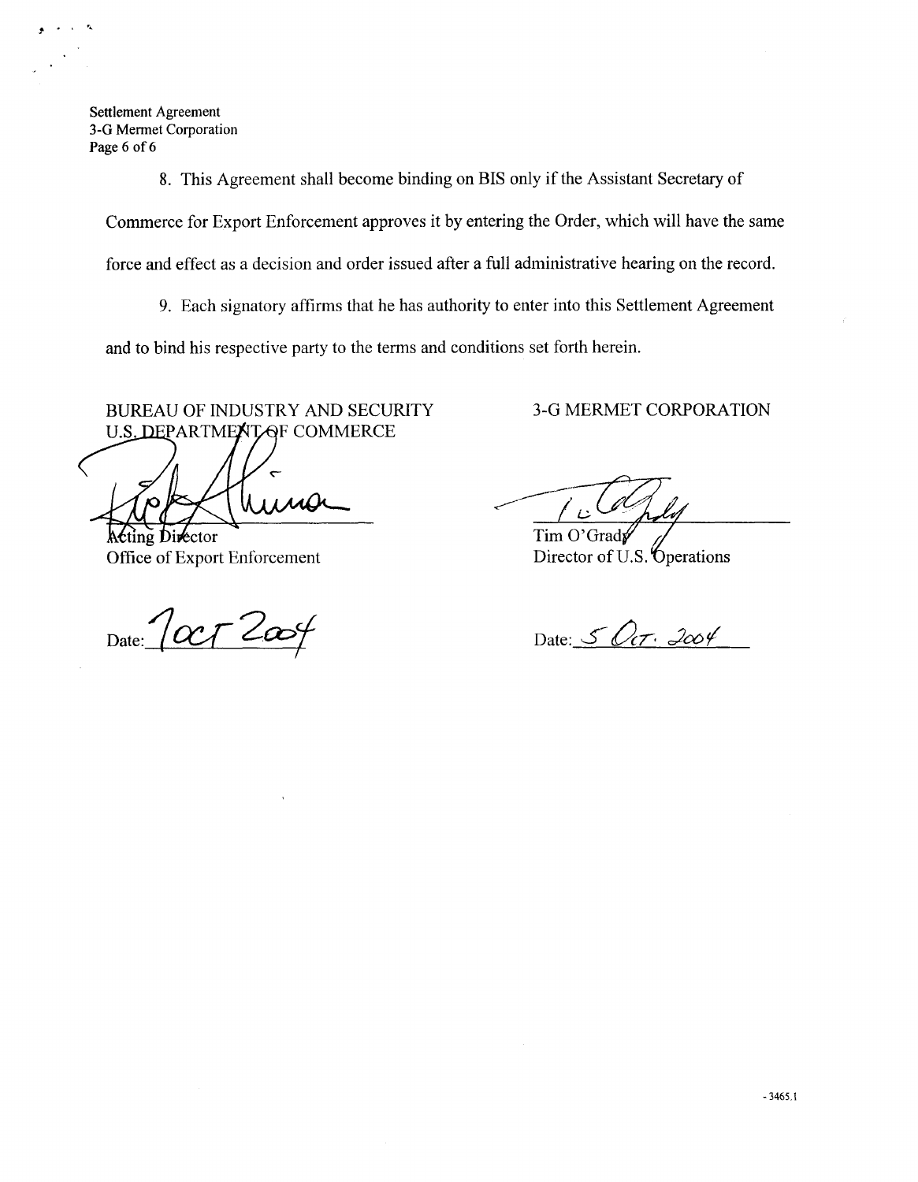8. This Agreement shall become binding on BIS only if the Assistant Secretary of Commerce for Export Enforcement approves it by entering the Order, which will have the same force and effect as a decision and order issued after a full administrative hearing on the record.

9. Each signatory affirms that he has authority to enter into this Settlement Agreement and to bind his respective party to the terms and conditions set forth herein.

BUREAU OF INDUSTRY AND SECURITY
U.S. DEPARTMENT OF COMMERCE

Acting Director
Office of Export Enforcement

Date: 7 OCT 2004

3-G MERMET CORPORATION

Tim O'Grady
Director of U.S. Operations

Date: 5 OCT. 2004

- 3465.1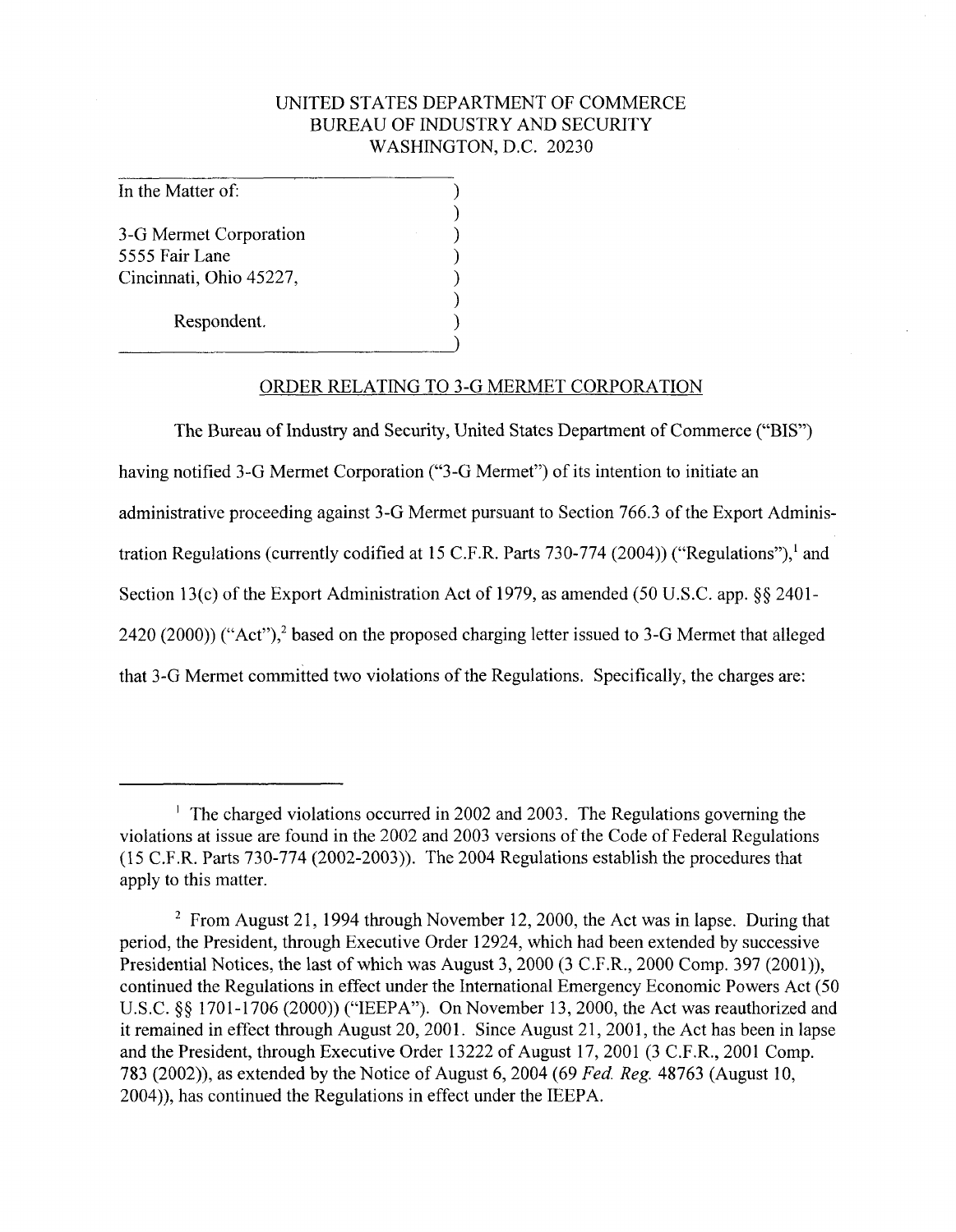UNITED STATES DEPARTMENT OF COMMERCE
BUREAU OF INDUSTRY AND SECURITY
WASHINGTON, D.C. 20230

In the Matter of:

3-G Mermet Corporation
5555 Fair Lane
Cincinnati, Ohio 45227,

Respondent.

## ORDER RELATING TO 3-G MERMET CORPORATION

The Bureau of Industry and Security, United States Department of Commerce ("BIS") having notified 3-G Mermet Corporation ("3-G Mermet") of its intention to initiate an administrative proceeding against 3-G Mermet pursuant to Section 766.3 of the Export Administration Regulations (currently codified at 15 C.F.R. Parts 730-774 (2004)) ("Regulations"),[1] and Section 13(c) of the Export Administration Act of 1979, as amended (50 U.S.C. app. §§ 2401-2420 (2000)) ("Act"),[2] based on the proposed charging letter issued to 3-G Mermet that alleged that 3-G Mermet committed two violations of the Regulations. Specifically, the charges are:

---

[1] The charged violations occurred in 2002 and 2003. The Regulations governing the violations at issue are found in the 2002 and 2003 versions of the Code of Federal Regulations (15 C.F.R. Parts 730-774 (2002-2003)). The 2004 Regulations establish the procedures that apply to this matter.

[2] From August 21, 1994 through November 12, 2000, the Act was in lapse. During that period, the President, through Executive Order 12924, which had been extended by successive Presidential Notices, the last of which was August 3, 2000 (3 C.F.R., 2000 Comp. 397 (2001)), continued the Regulations in effect under the International Emergency Economic Powers Act (50 U.S.C. §§ 1701-1706 (2000)) ("IEEPA"). On November 13, 2000, the Act was reauthorized and it remained in effect through August 20, 2001. Since August 21, 2001, the Act has been in lapse and the President, through Executive Order 13222 of August 17, 2001 (3 C.F.R., 2001 Comp. 783 (2002)), as extended by the Notice of August 6, 2004 (69 *Fed. Reg.* 48763 (August 10, 2004)), has continued the Regulations in effect under the IEEPA.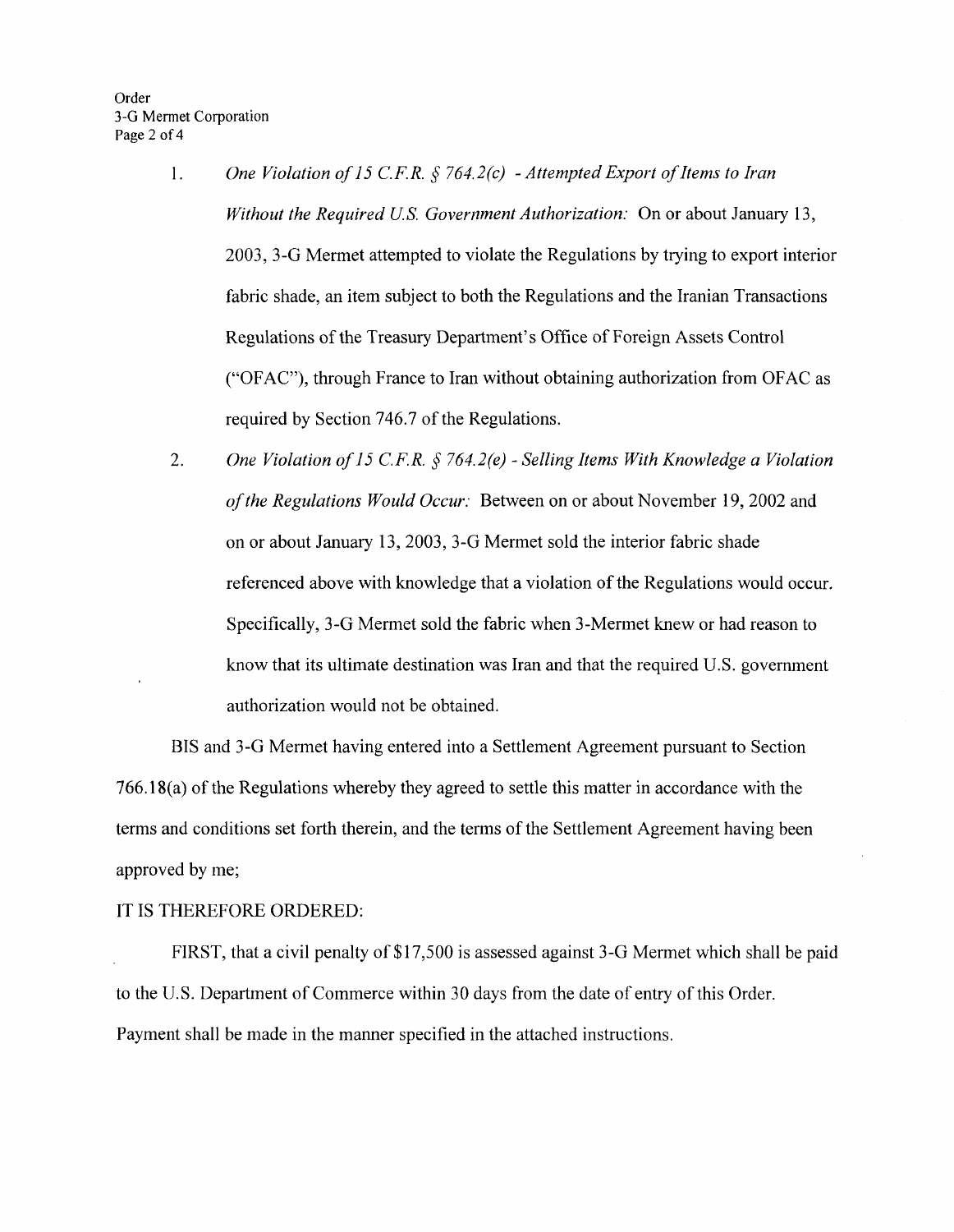1. *One Violation of 15 C.F.R. § 764.2(c) - Attempted Export of Items to Iran Without the Required U.S. Government Authorization:* On or about January 13, 2003, 3-G Mermet attempted to violate the Regulations by trying to export interior fabric shade, an item subject to both the Regulations and the Iranian Transactions Regulations of the Treasury Department's Office of Foreign Assets Control ("OFAC"), through France to Iran without obtaining authorization from OFAC as required by Section 746.7 of the Regulations.

2. *One Violation of 15 C.F.R. § 764.2(e) - Selling Items With Knowledge a Violation of the Regulations Would Occur:* Between on or about November 19, 2002 and on or about January 13, 2003, 3-G Mermet sold the interior fabric shade referenced above with knowledge that a violation of the Regulations would occur. Specifically, 3-G Mermet sold the fabric when 3-Mermet knew or had reason to know that its ultimate destination was Iran and that the required U.S. government authorization would not be obtained.

BIS and 3-G Mermet having entered into a Settlement Agreement pursuant to Section 766.18(a) of the Regulations whereby they agreed to settle this matter in accordance with the terms and conditions set forth therein, and the terms of the Settlement Agreement having been approved by me;

IT IS THEREFORE ORDERED:

FIRST, that a civil penalty of $17,500 is assessed against 3-G Mermet which shall be paid to the U.S. Department of Commerce within 30 days from the date of entry of this Order. Payment shall be made in the manner specified in the attached instructions.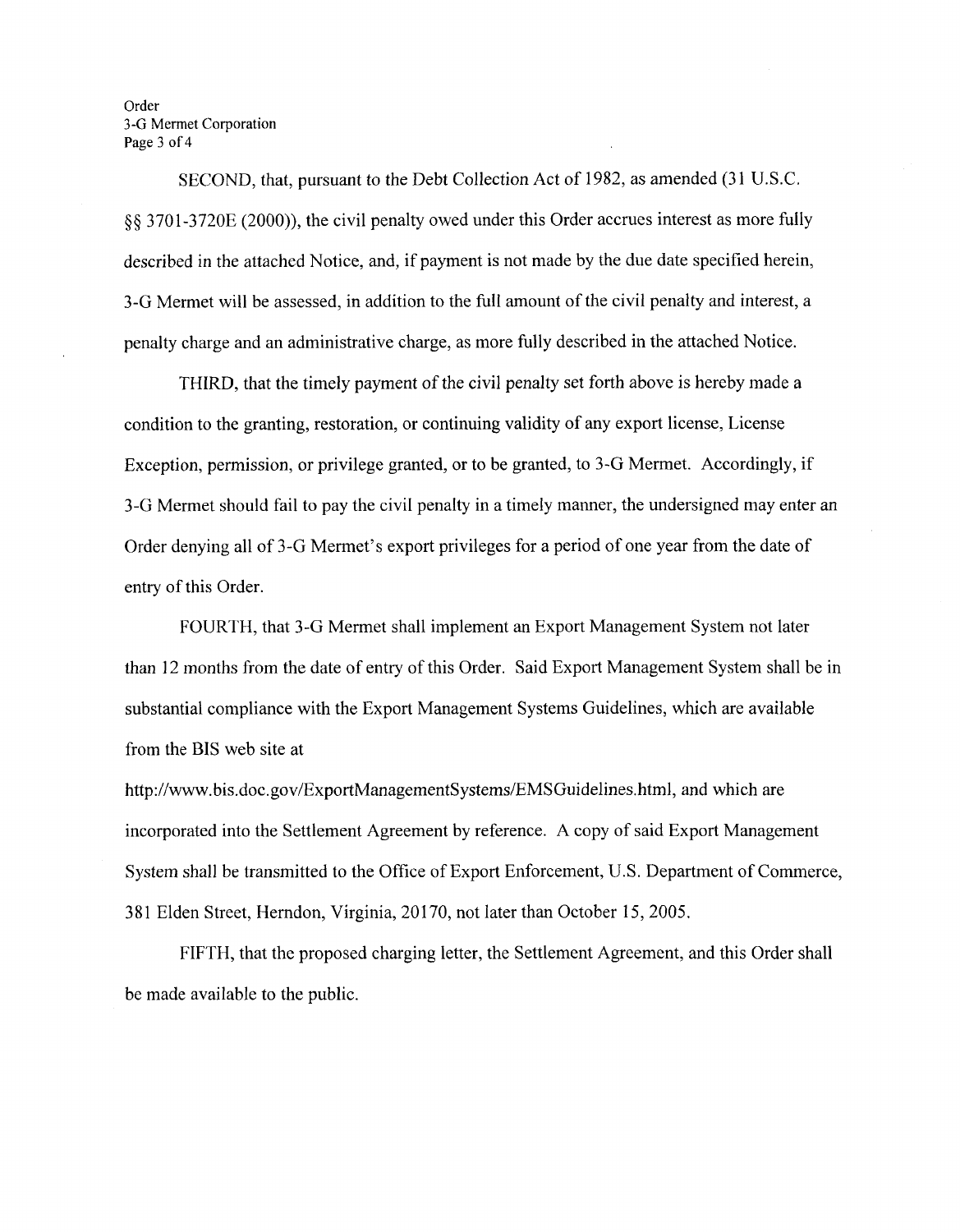SECOND, that, pursuant to the Debt Collection Act of 1982, as amended (31 U.S.C. §§ 3701-3720E (2000)), the civil penalty owed under this Order accrues interest as more fully described in the attached Notice, and, if payment is not made by the due date specified herein, 3-G Mermet will be assessed, in addition to the full amount of the civil penalty and interest, a penalty charge and an administrative charge, as more fully described in the attached Notice.

THIRD, that the timely payment of the civil penalty set forth above is hereby made a condition to the granting, restoration, or continuing validity of any export license, License Exception, permission, or privilege granted, or to be granted, to 3-G Mermet. Accordingly, if 3-G Mermet should fail to pay the civil penalty in a timely manner, the undersigned may enter an Order denying all of 3-G Mermet's export privileges for a period of one year from the date of entry of this Order.

FOURTH, that 3-G Mermet shall implement an Export Management System not later than 12 months from the date of entry of this Order. Said Export Management System shall be in substantial compliance with the Export Management Systems Guidelines, which are available from the BIS web site at http://www.bis.doc.gov/ExportManagementSystems/EMSGuidelines.html, and which are incorporated into the Settlement Agreement by reference. A copy of said Export Management System shall be transmitted to the Office of Export Enforcement, U.S. Department of Commerce, 381 Elden Street, Herndon, Virginia, 20170, not later than October 15, 2005.

FIFTH, that the proposed charging letter, the Settlement Agreement, and this Order shall be made available to the public.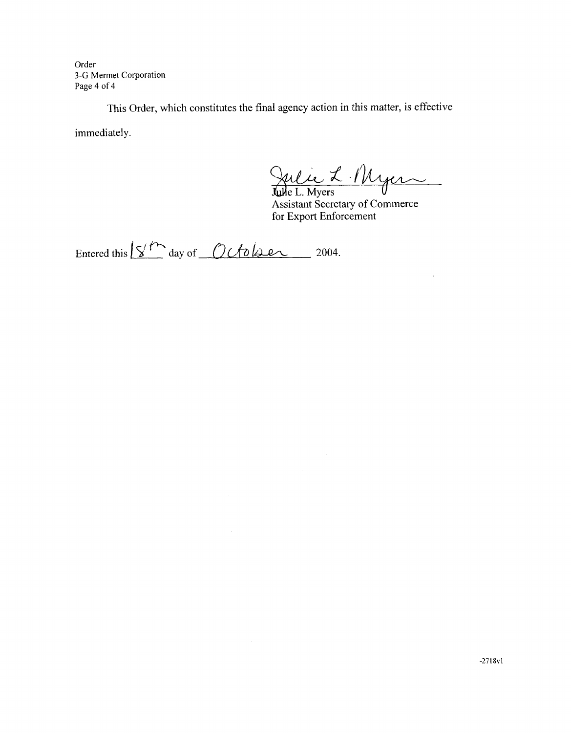This Order, which constitutes the final agency action in this matter, is effective immediately.

Julie L. Myers
Julie L. Myers
Assistant Secretary of Commerce
for Export Enforcement

Entered this 18th day of October 2004.

-2718v1